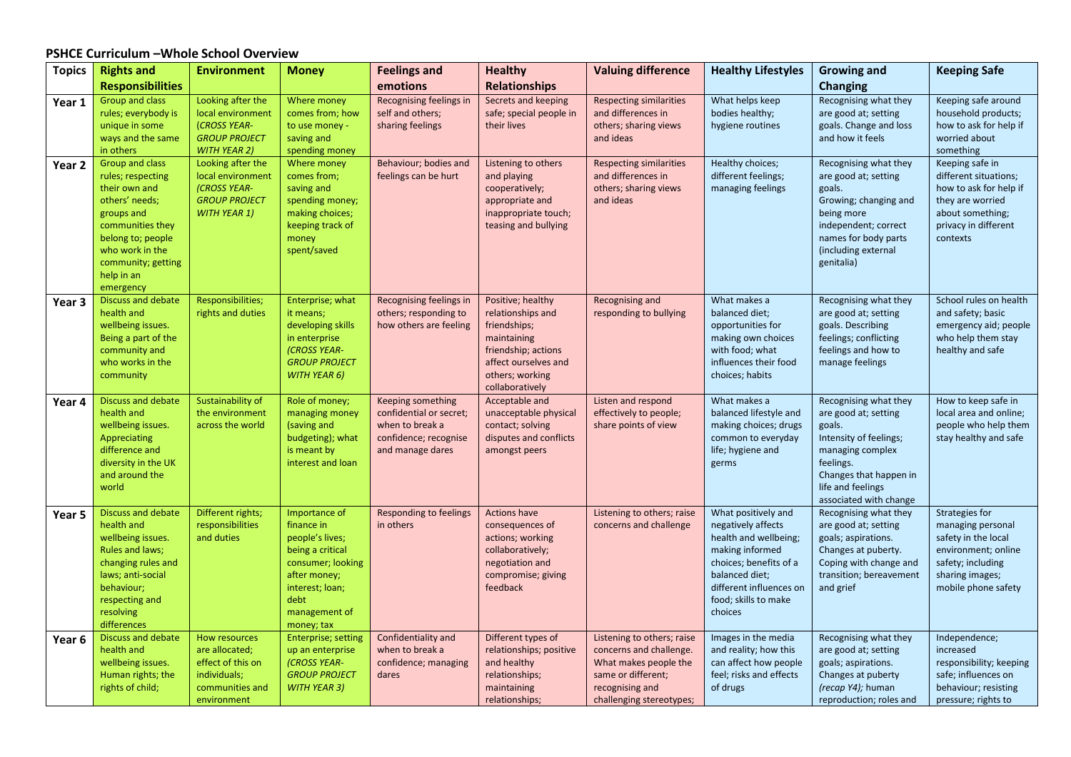## PSHCE Curriculum –Whole School Overview

| Topics | Rights and Responsibilities | Environment | Money | Feelings and emotions | Healthy Relationships | Valuing difference | Healthy Lifestyles | Growing and Changing | Keeping Safe |
|---|---|---|---|---|---|---|---|---|---|
| Year 1 | Group and class rules; everybody is unique in some ways and the same in others | Looking after the local environment *(CROSS YEAR-GROUP PROJECT WITH YEAR 2)* | Where money comes from; how to use money - saving and spending money | Recognising feelings in self and others; sharing feelings | Secrets and keeping safe; special people in their lives | Respecting similarities and differences in others; sharing views and ideas | What helps keep bodies healthy; hygiene routines | Recognising what they are good at; setting goals. Change and loss and how it feels | Keeping safe around household products; how to ask for help if worried about something |
| Year 2 | Group and class rules; respecting their own and others' needs; groups and communities they belong to; people who work in the community; getting help in an emergency | Looking after the local environment *(CROSS YEAR-GROUP PROJECT WITH YEAR 1)* | Where money comes from; saving and spending money; making choices; keeping track of money spent/saved | Behaviour; bodies and feelings can be hurt | Listening to others and playing cooperatively; appropriate and inappropriate touch; teasing and bullying | Respecting similarities and differences in others; sharing views and ideas | Healthy choices; different feelings; managing feelings | Recognising what they are good at; setting goals. Growing; changing and being more independent; correct names for body parts (including external genitalia) | Keeping safe in different situations; how to ask for help if they are worried about something; privacy in different contexts |
| Year 3 | Discuss and debate health and wellbeing issues. Being a part of the community and who works in the community | Responsibilities; rights and duties | Enterprise; what it means; developing skills in enterprise *(CROSS YEAR-GROUP PROJECT WITH YEAR 6)* | Recognising feelings in others; responding to how others are feeling | Positive; healthy relationships and friendships; maintaining friendship; actions affect ourselves and others; working collaboratively | Recognising and responding to bullying | What makes a balanced diet; opportunities for making own choices with food; what influences their food choices; habits | Recognising what they are good at; setting goals. Describing feelings; conflicting feelings and how to manage feelings | School rules on health and safety; basic emergency aid; people who help them stay healthy and safe |
| Year 4 | Discuss and debate health and wellbeing issues. Appreciating difference and diversity in the UK and around the world | Sustainability of the environment across the world | Role of money; managing money (saving and budgeting); what is meant by interest and loan | Keeping something confidential or secret; when to break a confidence; recognise and manage dares | Acceptable and unacceptable physical contact; solving disputes and conflicts amongst peers | Listen and respond effectively to people; share points of view | What makes a balanced lifestyle and making choices; drugs common to everyday life; hygiene and germs | Recognising what they are good at; setting goals. Intensity of feelings; managing complex feelings. Changes that happen in life and feelings associated with change | How to keep safe in local area and online; people who help them stay healthy and safe |
| Year 5 | Discuss and debate health and wellbeing issues. Rules and laws; changing rules and laws; anti-social behaviour; respecting and resolving differences | Different rights; responsibilities and duties | Importance of finance in people's lives; being a critical consumer; looking after money; interest; loan; debt management of money; tax | Responding to feelings in others | Actions have consequences of actions; working collaboratively; negotiation and compromise; giving feedback | Listening to others; raise concerns and challenge | What positively and negatively affects health and wellbeing; making informed choices; benefits of a balanced diet; different influences on food; skills to make choices | Recognising what they are good at; setting goals; aspirations. Changes at puberty. Coping with change and transition; bereavement and grief | Strategies for managing personal safety in the local environment; online safety; including sharing images; mobile phone safety |
| Year 6 | Discuss and debate health and wellbeing issues. Human rights; the rights of child; | How resources are allocated; effect of this on individuals; communities and environment | Enterprise; setting up an enterprise *(CROSS YEAR-GROUP PROJECT WITH YEAR 3)* | Confidentiality and when to break a confidence; managing dares | Different types of relationships; positive and healthy relationships; maintaining relationships; | Listening to others; raise concerns and challenge. What makes people the same or different; recognising and challenging stereotypes; | Images in the media and reality; how this can affect how people feel; risks and effects of drugs | Recognising what they are good at; setting goals; aspirations. Changes at puberty *(recap Y4)*; human reproduction; roles and | Independence; increased responsibility; keeping safe; influences on behaviour; resisting pressure; rights to |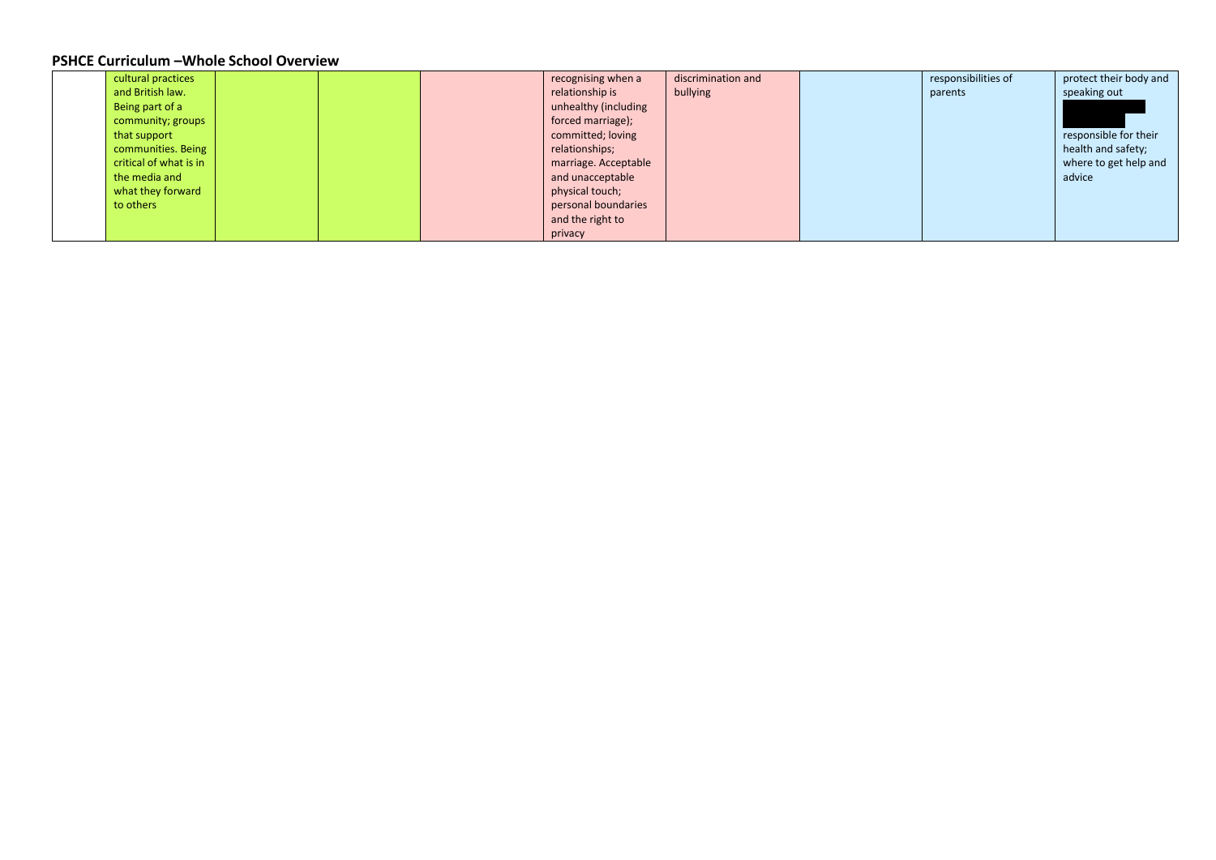## PSHCE Curriculum –Whole School Overview

| | | | | | | | | | |
|---|---|---|---|---|---|---|---|---|---|
| | cultural practices and British law. Being part of a community; groups that support communities. Being critical of what is in the media and what they forward to others | | | | recognising when a relationship is unhealthy (including forced marriage); committed; loving relationships; marriage. Acceptable and unacceptable physical touch; personal boundaries and the right to privacy | discrimination and bullying | | responsibilities of parents | protect their body and speaking out<br><br>responsible for their health and safety; where to get help and advice |